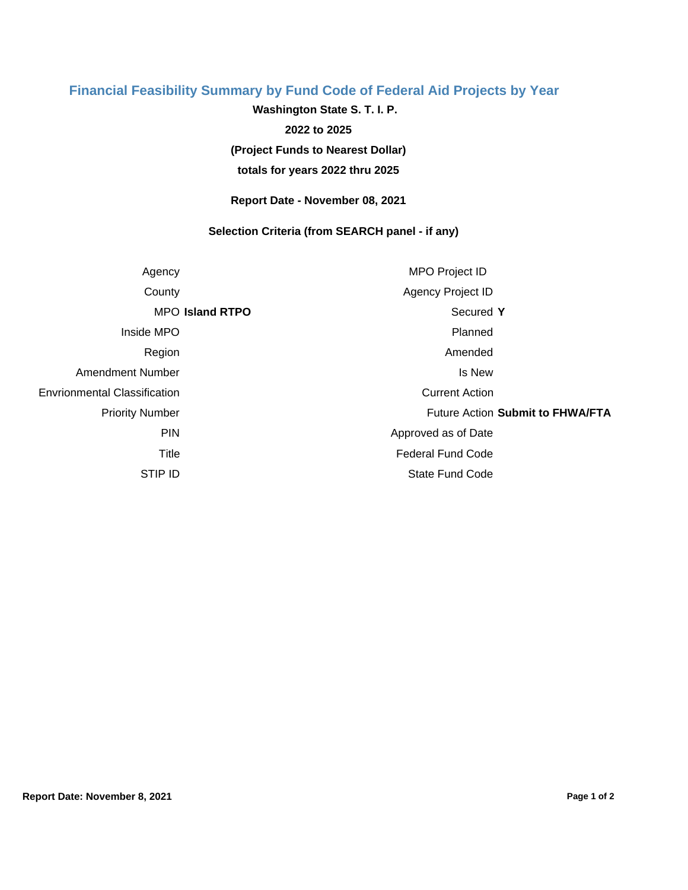# Financial Feasibility Summary by Fund Code of Federal Aid Projects by Year

**Washington State S. T. I. P.**

**2022 to 2025**

**(Project Funds to Nearest Dollar)**

**totals for years 2022 thru 2025**

**Report Date - November 08, 2021**

**Selection Criteria (from SEARCH panel - if any)**

| | | | |
|---|---|---|---|
| Agency | | MPO Project ID | |
| County | | Agency Project ID | |
| MPO | **Island RTPO** | Secured | **Y** |
| Inside MPO | | Planned | |
| Region | | Amended | |
| Amendment Number | | Is New | |
| Envrionmental Classification | | Current Action | |
| Priority Number | | Future Action | **Submit to FHWA/FTA** |
| PIN | | Approved as of Date | |
| Title | | Federal Fund Code | |
| STIP ID | | State Fund Code | |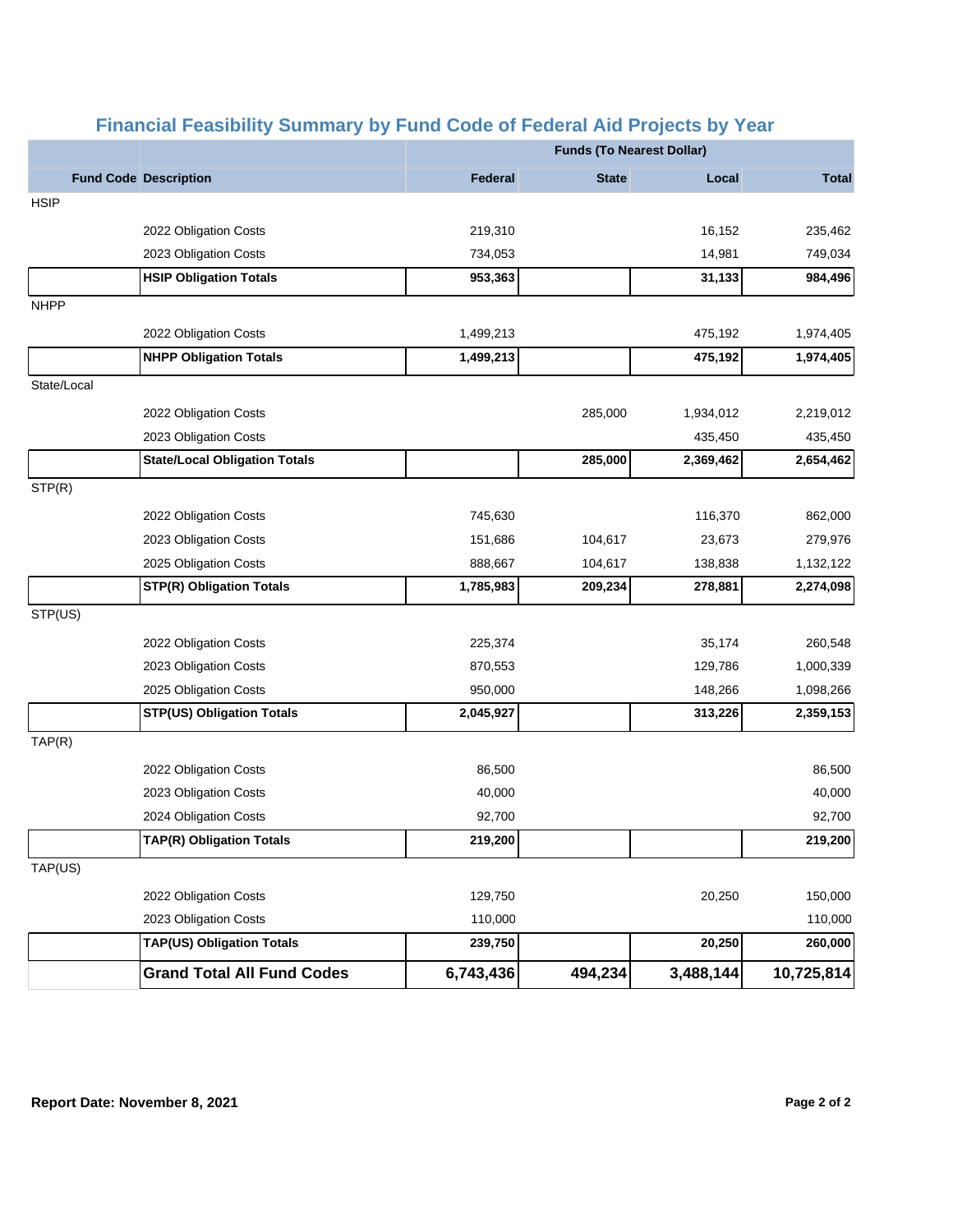## Financial Feasibility Summary by Fund Code of Federal Aid Projects by Year

| | | Funds (To Nearest Dollar) | | | |
|---|---|---|---|---|---|
| Fund Code | Description | Federal | State | Local | Total |
| HSIP | | | | | |
| | 2022 Obligation Costs | 219,310 | | 16,152 | 235,462 |
| | 2023 Obligation Costs | 734,053 | | 14,981 | 749,034 |
| | **HSIP Obligation Totals** | **953,363** | | **31,133** | **984,496** |
| NHPP | | | | | |
| | 2022 Obligation Costs | 1,499,213 | | 475,192 | 1,974,405 |
| | **NHPP Obligation Totals** | **1,499,213** | | **475,192** | **1,974,405** |
| State/Local | | | | | |
| | 2022 Obligation Costs | | 285,000 | 1,934,012 | 2,219,012 |
| | 2023 Obligation Costs | | | 435,450 | 435,450 |
| | **State/Local Obligation Totals** | | **285,000** | **2,369,462** | **2,654,462** |
| STP(R) | | | | | |
| | 2022 Obligation Costs | 745,630 | | 116,370 | 862,000 |
| | 2023 Obligation Costs | 151,686 | 104,617 | 23,673 | 279,976 |
| | 2025 Obligation Costs | 888,667 | 104,617 | 138,838 | 1,132,122 |
| | **STP(R) Obligation Totals** | **1,785,983** | **209,234** | **278,881** | **2,274,098** |
| STP(US) | | | | | |
| | 2022 Obligation Costs | 225,374 | | 35,174 | 260,548 |
| | 2023 Obligation Costs | 870,553 | | 129,786 | 1,000,339 |
| | 2025 Obligation Costs | 950,000 | | 148,266 | 1,098,266 |
| | **STP(US) Obligation Totals** | **2,045,927** | | **313,226** | **2,359,153** |
| TAP(R) | | | | | |
| | 2022 Obligation Costs | 86,500 | | | 86,500 |
| | 2023 Obligation Costs | 40,000 | | | 40,000 |
| | 2024 Obligation Costs | 92,700 | | | 92,700 |
| | **TAP(R) Obligation Totals** | **219,200** | | | **219,200** |
| TAP(US) | | | | | |
| | 2022 Obligation Costs | 129,750 | | 20,250 | 150,000 |
| | 2023 Obligation Costs | 110,000 | | | 110,000 |
| | **TAP(US) Obligation Totals** | **239,750** | | **20,250** | **260,000** |
| | **Grand Total All Fund Codes** | **6,743,436** | **494,234** | **3,488,144** | **10,725,814** |

**Report Date: November 8, 2021**